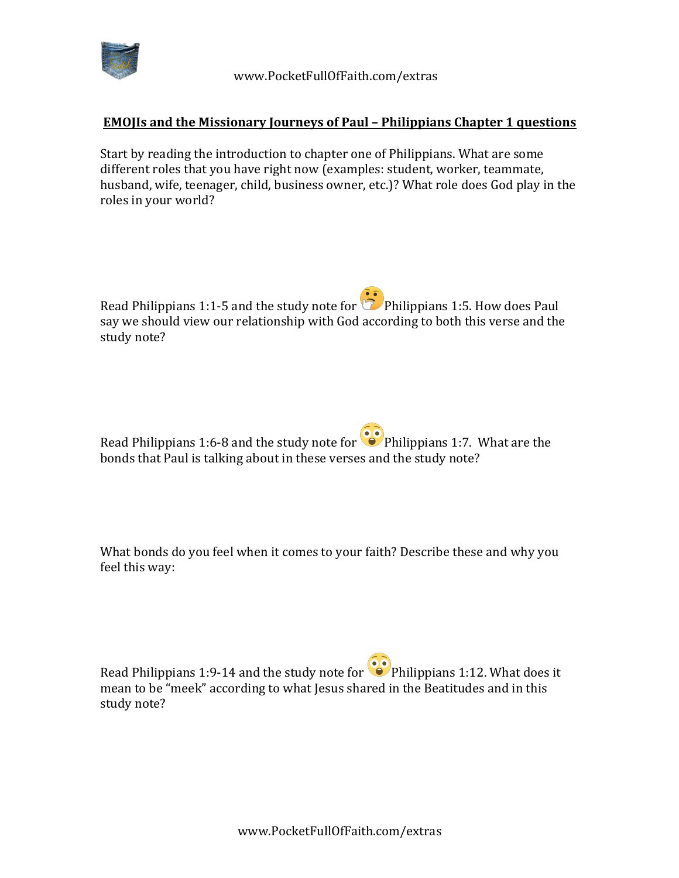## EMOJIs and the Missionary Journeys of Paul – Philippians Chapter 1 questions

Start by reading the introduction to chapter one of Philippians. What are some different roles that you have right now (examples: student, worker, teammate, husband, wife, teenager, child, business owner, etc.)? What role does God play in the roles in your world?

Read Philippians 1:1-5 and the study note for 🤔 Philippians 1:5. How does Paul say we should view our relationship with God according to both this verse and the study note?

Read Philippians 1:6-8 and the study note for 😲 Philippians 1:7. What are the bonds that Paul is talking about in these verses and the study note?

What bonds do you feel when it comes to your faith? Describe these and why you feel this way:

Read Philippians 1:9-14 and the study note for 😲 Philippians 1:12. What does it mean to be "meek" according to what Jesus shared in the Beatitudes and in this study note?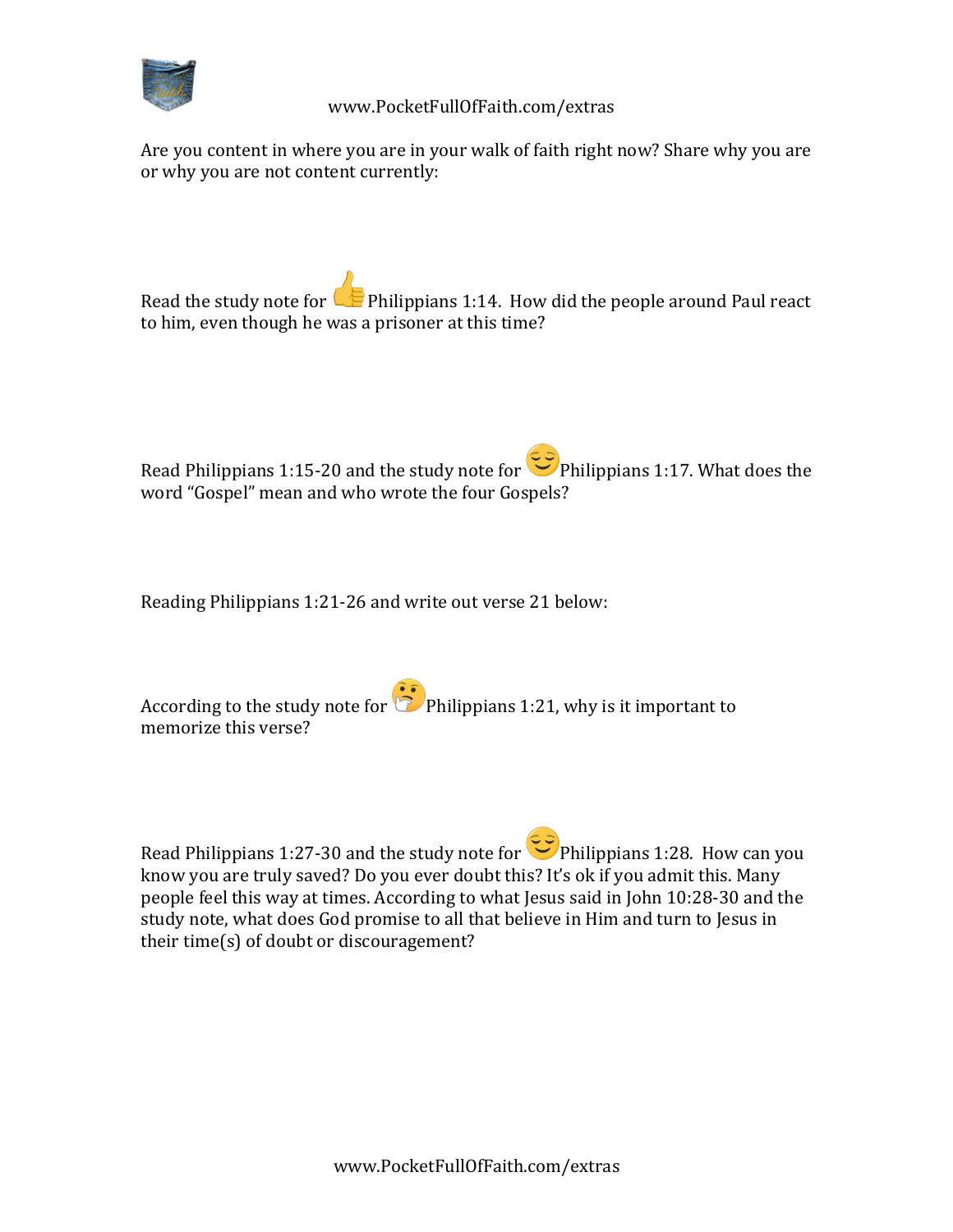Are you content in where you are in your walk of faith right now? Share why you are or why you are not content currently:

Read the study note for 👍 Philippians 1:14. How did the people around Paul react to him, even though he was a prisoner at this time?

Read Philippians 1:15-20 and the study note for 😌 Philippians 1:17. What does the word "Gospel" mean and who wrote the four Gospels?

Reading Philippians 1:21-26 and write out verse 21 below:

According to the study note for 🤔 Philippians 1:21, why is it important to memorize this verse?

Read Philippians 1:27-30 and the study note for 😌 Philippians 1:28. How can you know you are truly saved? Do you ever doubt this? It's ok if you admit this. Many people feel this way at times. According to what Jesus said in John 10:28-30 and the study note, what does God promise to all that believe in Him and turn to Jesus in their time(s) of doubt or discouragement?